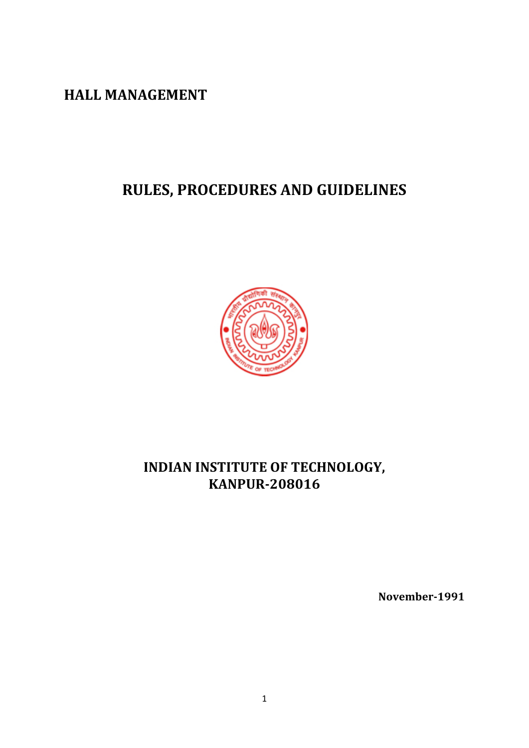# HALL MANAGEMENT

## RULES, PROCEDURES AND GUIDELINES

**INDIAN INSTITUTE OF TECHNOLOGY,**
**KANPUR-208016**

**November-1991**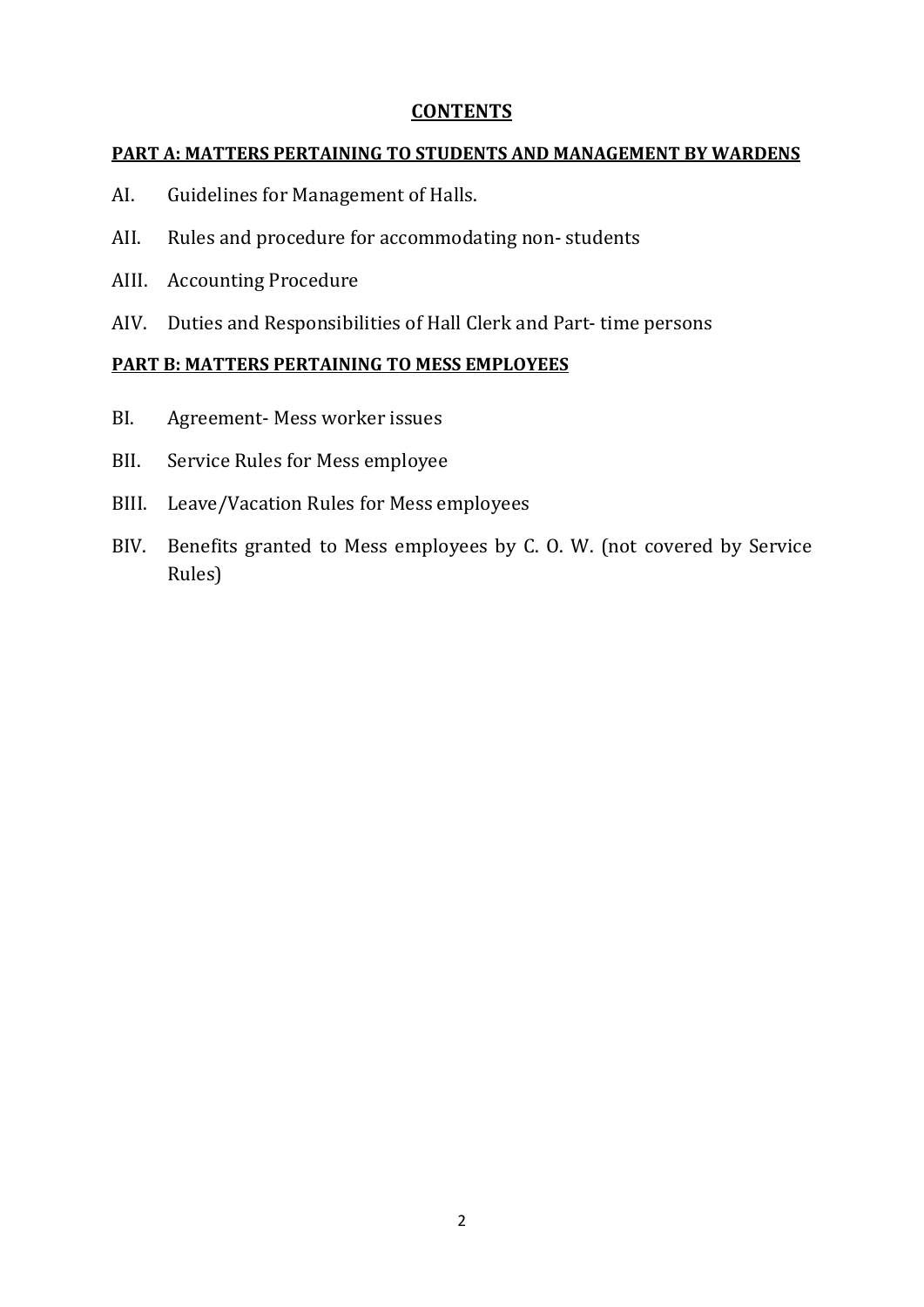# CONTENTS

## PART A: MATTERS PERTAINING TO STUDENTS AND MANAGEMENT BY WARDENS

- AI. Guidelines for Management of Halls.
- AII. Rules and procedure for accommodating non- students
- AIII. Accounting Procedure
- AIV. Duties and Responsibilities of Hall Clerk and Part- time persons

## PART B: MATTERS PERTAINING TO MESS EMPLOYEES

- BI. Agreement- Mess worker issues
- BII. Service Rules for Mess employee
- BIII. Leave/Vacation Rules for Mess employees
- BIV. Benefits granted to Mess employees by C. O. W. (not covered by Service Rules)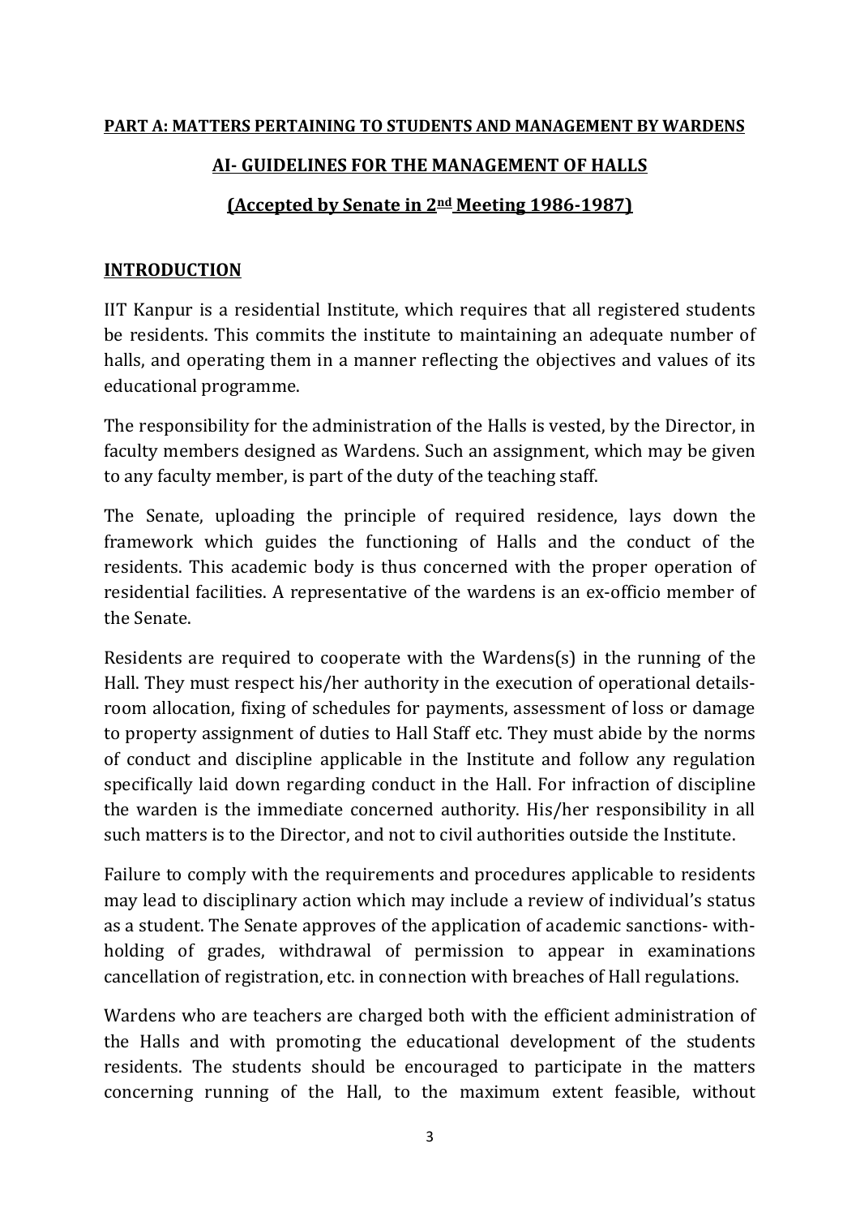**PART A: MATTERS PERTAINING TO STUDENTS AND MANAGEMENT BY WARDENS**

## AI- GUIDELINES FOR THE MANAGEMENT OF HALLS

### (Accepted by Senate in 2nd Meeting 1986-1987)

### INTRODUCTION

IIT Kanpur is a residential Institute, which requires that all registered students be residents. This commits the institute to maintaining an adequate number of halls, and operating them in a manner reflecting the objectives and values of its educational programme.

The responsibility for the administration of the Halls is vested, by the Director, in faculty members designed as Wardens. Such an assignment, which may be given to any faculty member, is part of the duty of the teaching staff.

The Senate, uploading the principle of required residence, lays down the framework which guides the functioning of Halls and the conduct of the residents. This academic body is thus concerned with the proper operation of residential facilities. A representative of the wardens is an ex-officio member of the Senate.

Residents are required to cooperate with the Wardens(s) in the running of the Hall. They must respect his/her authority in the execution of operational details- room allocation, fixing of schedules for payments, assessment of loss or damage to property assignment of duties to Hall Staff etc. They must abide by the norms of conduct and discipline applicable in the Institute and follow any regulation specifically laid down regarding conduct in the Hall. For infraction of discipline the warden is the immediate concerned authority. His/her responsibility in all such matters is to the Director, and not to civil authorities outside the Institute.

Failure to comply with the requirements and procedures applicable to residents may lead to disciplinary action which may include a review of individual's status as a student. The Senate approves of the application of academic sanctions- with-holding of grades, withdrawal of permission to appear in examinations cancellation of registration, etc. in connection with breaches of Hall regulations.

Wardens who are teachers are charged both with the efficient administration of the Halls and with promoting the educational development of the students residents. The students should be encouraged to participate in the matters concerning running of the Hall, to the maximum extent feasible, without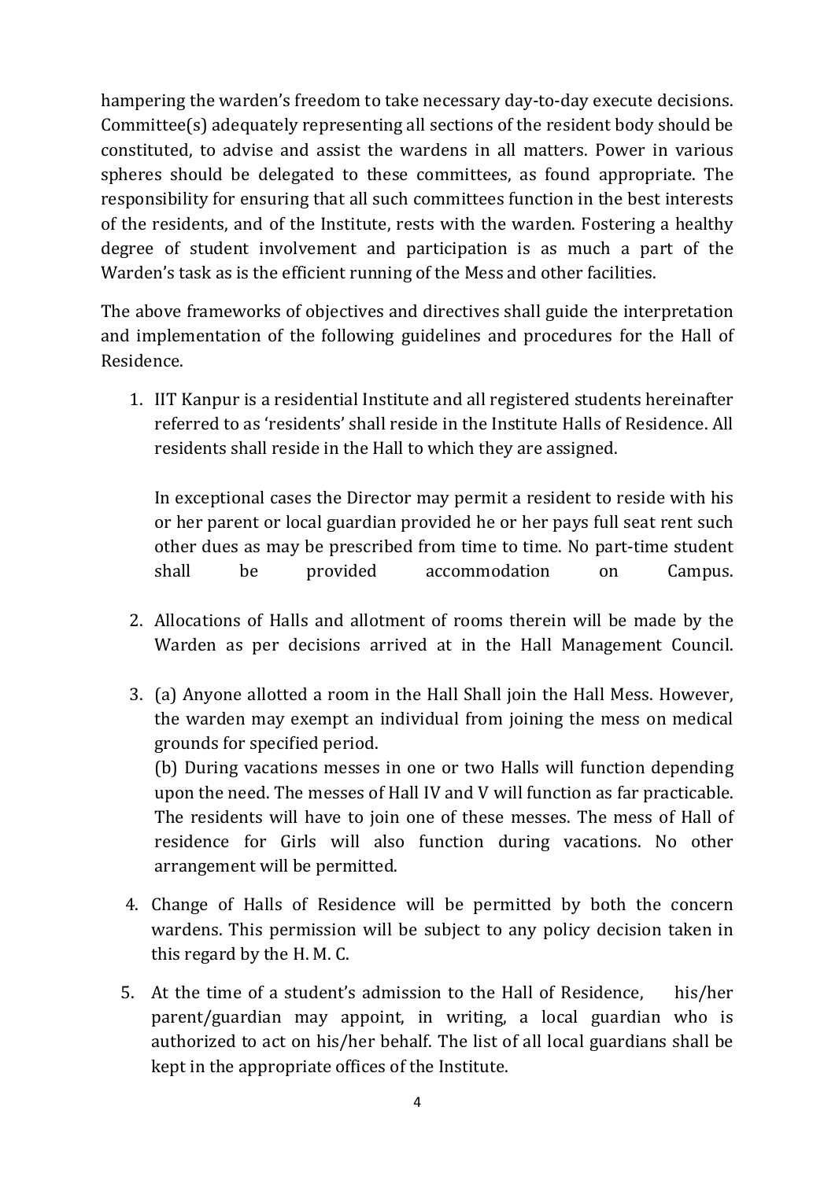hampering the warden's freedom to take necessary day-to-day execute decisions. Committee(s) adequately representing all sections of the resident body should be constituted, to advise and assist the wardens in all matters. Power in various spheres should be delegated to these committees, as found appropriate. The responsibility for ensuring that all such committees function in the best interests of the residents, and of the Institute, rests with the warden. Fostering a healthy degree of student involvement and participation is as much a part of the Warden's task as is the efficient running of the Mess and other facilities.

The above frameworks of objectives and directives shall guide the interpretation and implementation of the following guidelines and procedures for the Hall of Residence.

1. IIT Kanpur is a residential Institute and all registered students hereinafter referred to as 'residents' shall reside in the Institute Halls of Residence. All residents shall reside in the Hall to which they are assigned.

   In exceptional cases the Director may permit a resident to reside with his or her parent or local guardian provided he or her pays full seat rent such other dues as may be prescribed from time to time. No part-time student shall be provided accommodation on Campus.

2. Allocations of Halls and allotment of rooms therein will be made by the Warden as per decisions arrived at in the Hall Management Council.

3. (a) Anyone allotted a room in the Hall Shall join the Hall Mess. However, the warden may exempt an individual from joining the mess on medical grounds for specified period.
   (b) During vacations messes in one or two Halls will function depending upon the need. The messes of Hall IV and V will function as far practicable. The residents will have to join one of these messes. The mess of Hall of residence for Girls will also function during vacations. No other arrangement will be permitted.

4. Change of Halls of Residence will be permitted by both the concern wardens. This permission will be subject to any policy decision taken in this regard by the H. M. C.

5. At the time of a student's admission to the Hall of Residence, his/her parent/guardian may appoint, in writing, a local guardian who is authorized to act on his/her behalf. The list of all local guardians shall be kept in the appropriate offices of the Institute.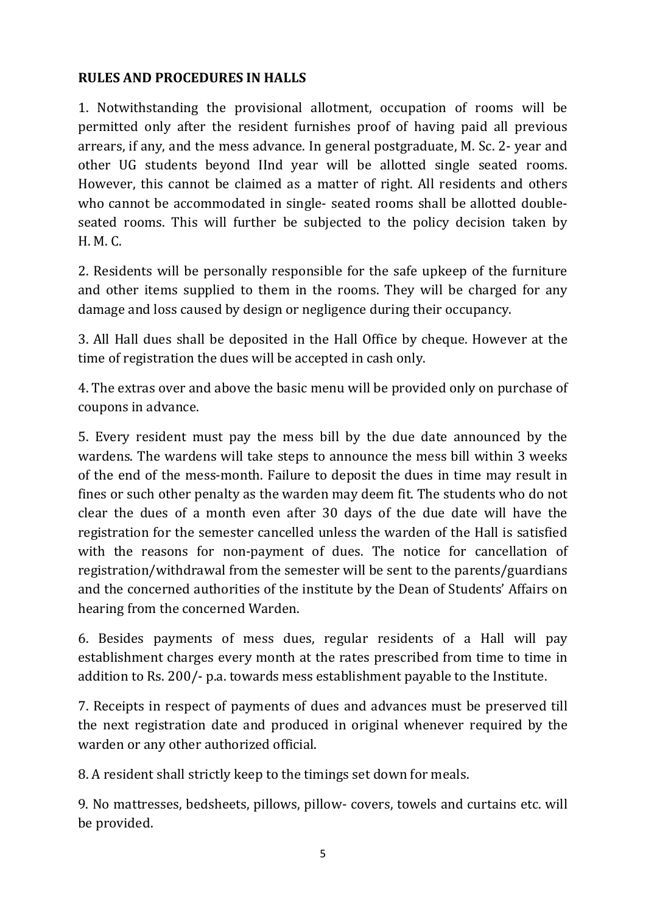**RULES AND PROCEDURES IN HALLS**

1. Notwithstanding the provisional allotment, occupation of rooms will be permitted only after the resident furnishes proof of having paid all previous arrears, if any, and the mess advance. In general postgraduate, M. Sc. 2- year and other UG students beyond IInd year will be allotted single seated rooms. However, this cannot be claimed as a matter of right. All residents and others who cannot be accommodated in single- seated rooms shall be allotted double-seated rooms. This will further be subjected to the policy decision taken by H. M. C.

2. Residents will be personally responsible for the safe upkeep of the furniture and other items supplied to them in the rooms. They will be charged for any damage and loss caused by design or negligence during their occupancy.

3. All Hall dues shall be deposited in the Hall Office by cheque. However at the time of registration the dues will be accepted in cash only.

4. The extras over and above the basic menu will be provided only on purchase of coupons in advance.

5. Every resident must pay the mess bill by the due date announced by the wardens. The wardens will take steps to announce the mess bill within 3 weeks of the end of the mess-month. Failure to deposit the dues in time may result in fines or such other penalty as the warden may deem fit. The students who do not clear the dues of a month even after 30 days of the due date will have the registration for the semester cancelled unless the warden of the Hall is satisfied with the reasons for non-payment of dues. The notice for cancellation of registration/withdrawal from the semester will be sent to the parents/guardians and the concerned authorities of the institute by the Dean of Students' Affairs on hearing from the concerned Warden.

6. Besides payments of mess dues, regular residents of a Hall will pay establishment charges every month at the rates prescribed from time to time in addition to Rs. 200/- p.a. towards mess establishment payable to the Institute.

7. Receipts in respect of payments of dues and advances must be preserved till the next registration date and produced in original whenever required by the warden or any other authorized official.

8. A resident shall strictly keep to the timings set down for meals.

9. No mattresses, bedsheets, pillows, pillow- covers, towels and curtains etc. will be provided.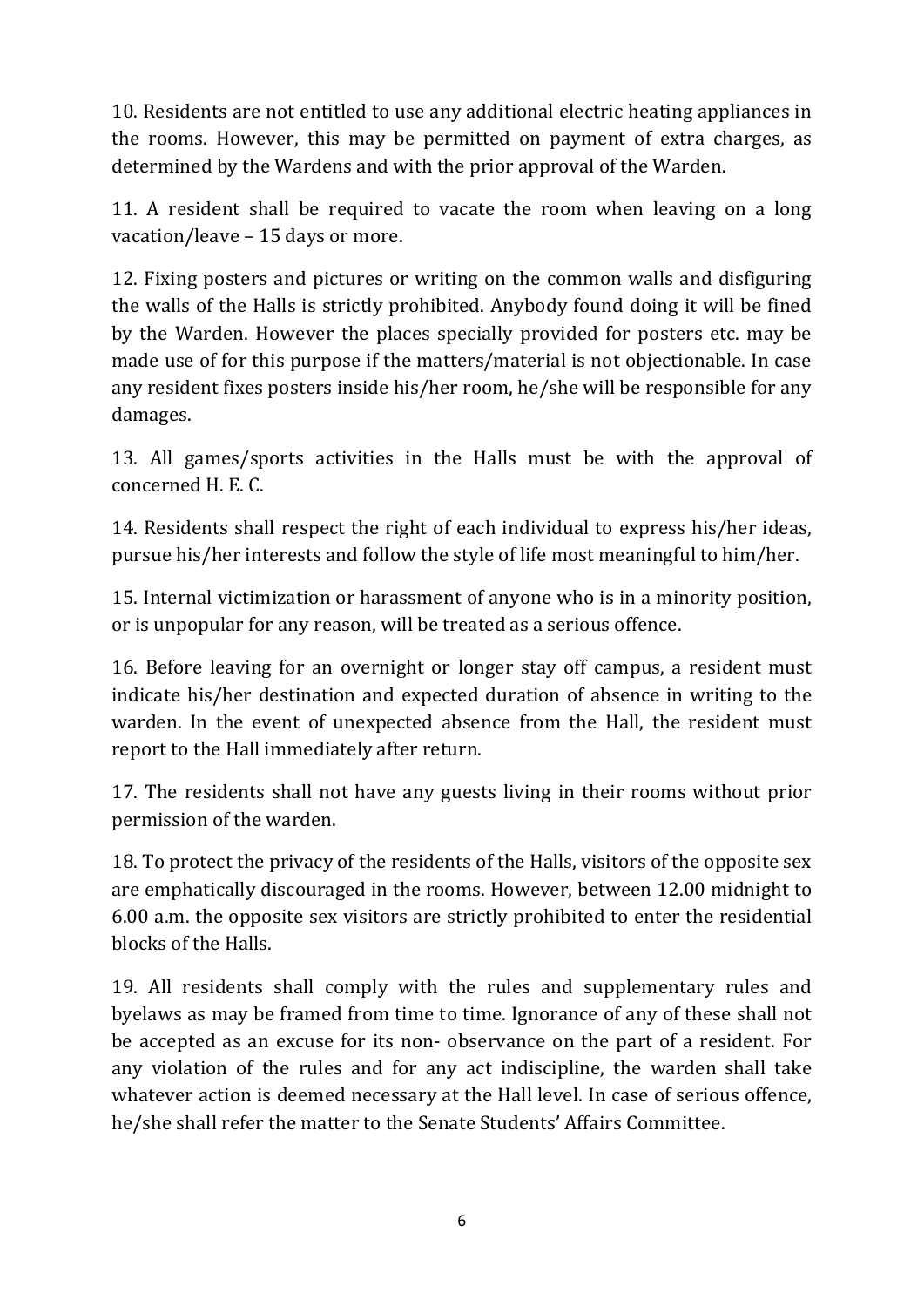10. Residents are not entitled to use any additional electric heating appliances in the rooms. However, this may be permitted on payment of extra charges, as determined by the Wardens and with the prior approval of the Warden.

11. A resident shall be required to vacate the room when leaving on a long vacation/leave – 15 days or more.

12. Fixing posters and pictures or writing on the common walls and disfiguring the walls of the Halls is strictly prohibited. Anybody found doing it will be fined by the Warden. However the places specially provided for posters etc. may be made use of for this purpose if the matters/material is not objectionable. In case any resident fixes posters inside his/her room, he/she will be responsible for any damages.

13. All games/sports activities in the Halls must be with the approval of concerned H. E. C.

14. Residents shall respect the right of each individual to express his/her ideas, pursue his/her interests and follow the style of life most meaningful to him/her.

15. Internal victimization or harassment of anyone who is in a minority position, or is unpopular for any reason, will be treated as a serious offence.

16. Before leaving for an overnight or longer stay off campus, a resident must indicate his/her destination and expected duration of absence in writing to the warden. In the event of unexpected absence from the Hall, the resident must report to the Hall immediately after return.

17. The residents shall not have any guests living in their rooms without prior permission of the warden.

18. To protect the privacy of the residents of the Halls, visitors of the opposite sex are emphatically discouraged in the rooms. However, between 12.00 midnight to 6.00 a.m. the opposite sex visitors are strictly prohibited to enter the residential blocks of the Halls.

19. All residents shall comply with the rules and supplementary rules and byelaws as may be framed from time to time. Ignorance of any of these shall not be accepted as an excuse for its non- observance on the part of a resident. For any violation of the rules and for any act indiscipline, the warden shall take whatever action is deemed necessary at the Hall level. In case of serious offence, he/she shall refer the matter to the Senate Students' Affairs Committee.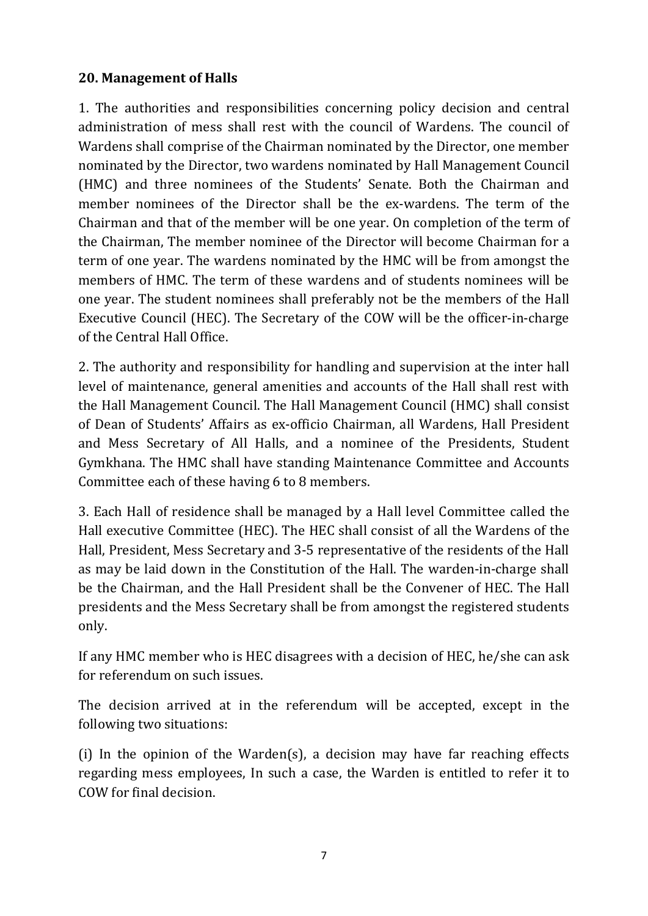## 20. Management of Halls

1. The authorities and responsibilities concerning policy decision and central administration of mess shall rest with the council of Wardens. The council of Wardens shall comprise of the Chairman nominated by the Director, one member nominated by the Director, two wardens nominated by Hall Management Council (HMC) and three nominees of the Students' Senate. Both the Chairman and member nominees of the Director shall be the ex-wardens. The term of the Chairman and that of the member will be one year. On completion of the term of the Chairman, The member nominee of the Director will become Chairman for a term of one year. The wardens nominated by the HMC will be from amongst the members of HMC. The term of these wardens and of students nominees will be one year. The student nominees shall preferably not be the members of the Hall Executive Council (HEC). The Secretary of the COW will be the officer-in-charge of the Central Hall Office.

2. The authority and responsibility for handling and supervision at the inter hall level of maintenance, general amenities and accounts of the Hall shall rest with the Hall Management Council. The Hall Management Council (HMC) shall consist of Dean of Students' Affairs as ex-officio Chairman, all Wardens, Hall President and Mess Secretary of All Halls, and a nominee of the Presidents, Student Gymkhana. The HMC shall have standing Maintenance Committee and Accounts Committee each of these having 6 to 8 members.

3. Each Hall of residence shall be managed by a Hall level Committee called the Hall executive Committee (HEC). The HEC shall consist of all the Wardens of the Hall, President, Mess Secretary and 3-5 representative of the residents of the Hall as may be laid down in the Constitution of the Hall. The warden-in-charge shall be the Chairman, and the Hall President shall be the Convener of HEC. The Hall presidents and the Mess Secretary shall be from amongst the registered students only.

If any HMC member who is HEC disagrees with a decision of HEC, he/she can ask for referendum on such issues.

The decision arrived at in the referendum will be accepted, except in the following two situations:

(i) In the opinion of the Warden(s), a decision may have far reaching effects regarding mess employees, In such a case, the Warden is entitled to refer it to COW for final decision.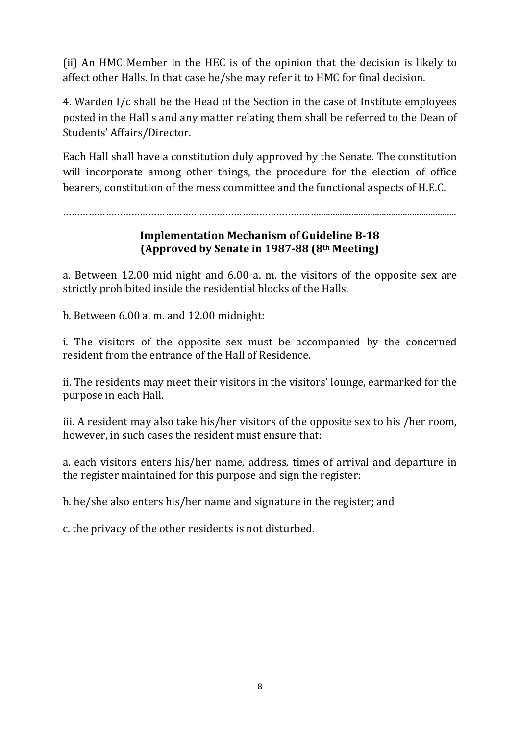(ii) An HMC Member in the HEC is of the opinion that the decision is likely to affect other Halls. In that case he/she may refer it to HMC for final decision.

4. Warden I/c shall be the Head of the Section in the case of Institute employees posted in the Hall s and any matter relating them shall be referred to the Dean of Students' Affairs/Director.

Each Hall shall have a constitution duly approved by the Senate. The constitution will incorporate among other things, the procedure for the election of office bearers, constitution of the mess committee and the functional aspects of H.E.C.

……………………………………………………………………………………………………………………

**Implementation Mechanism of Guideline B-18**
**(Approved by Senate in 1987-88 (8th Meeting)**

a. Between 12.00 mid night and 6.00 a. m. the visitors of the opposite sex are strictly prohibited inside the residential blocks of the Halls.

b. Between 6.00 a. m. and 12.00 midnight:

i. The visitors of the opposite sex must be accompanied by the concerned resident from the entrance of the Hall of Residence.

ii. The residents may meet their visitors in the visitors' lounge, earmarked for the purpose in each Hall.

iii. A resident may also take his/her visitors of the opposite sex to his /her room, however, in such cases the resident must ensure that:

a. each visitors enters his/her name, address, times of arrival and departure in the register maintained for this purpose and sign the register:

b. he/she also enters his/her name and signature in the register; and

c. the privacy of the other residents is not disturbed.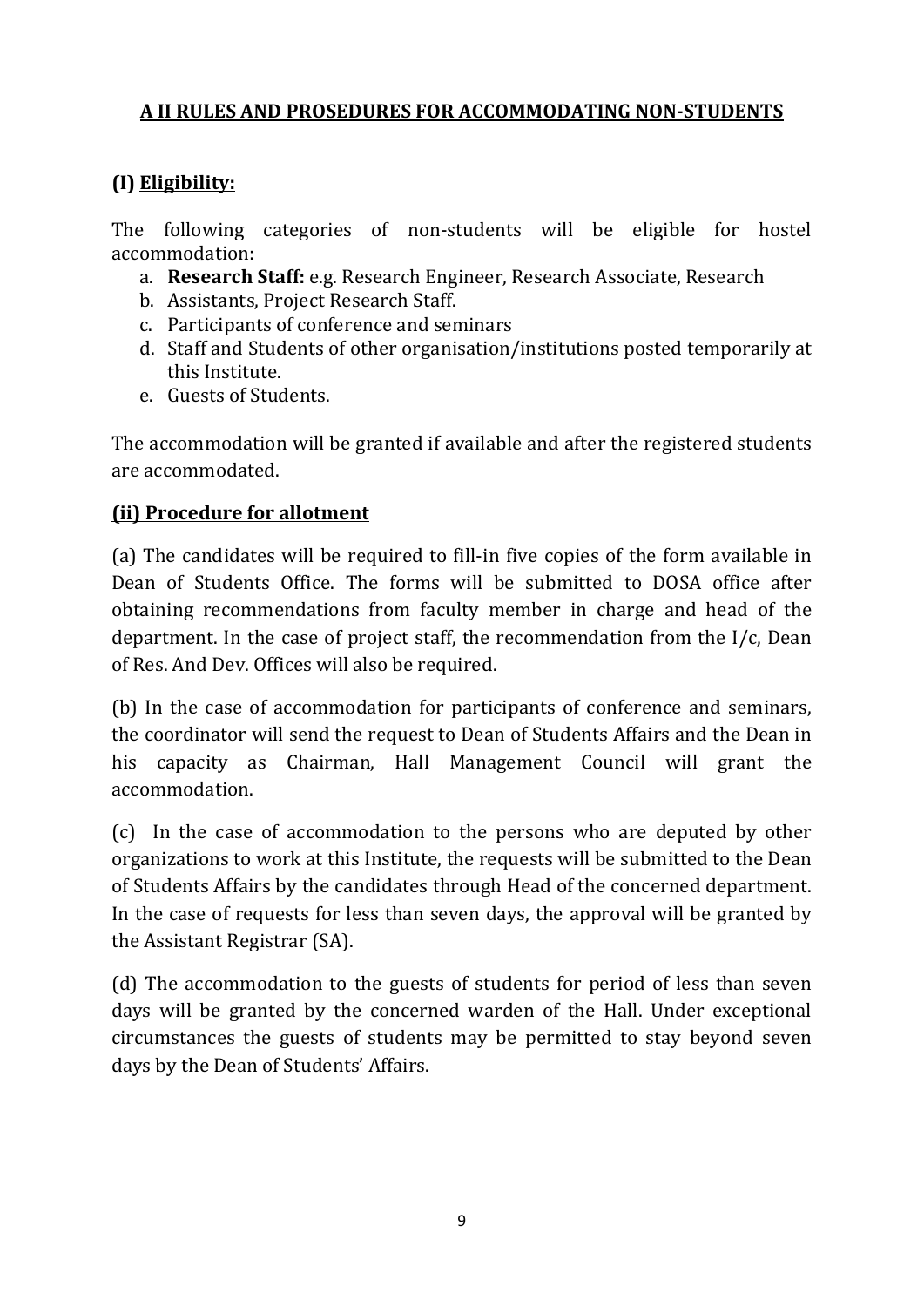## A II RULES AND PROSEDURES FOR ACCOMMODATING NON-STUDENTS

### (I) Eligibility:

The following categories of non-students will be eligible for hostel accommodation:

a. **Research Staff:** e.g. Research Engineer, Research Associate, Research
b. Assistants, Project Research Staff.
c. Participants of conference and seminars
d. Staff and Students of other organisation/institutions posted temporarily at this Institute.
e. Guests of Students.

The accommodation will be granted if available and after the registered students are accommodated.

### (ii) Procedure for allotment

(a) The candidates will be required to fill-in five copies of the form available in Dean of Students Office. The forms will be submitted to DOSA office after obtaining recommendations from faculty member in charge and head of the department. In the case of project staff, the recommendation from the I/c, Dean of Res. And Dev. Offices will also be required.

(b) In the case of accommodation for participants of conference and seminars, the coordinator will send the request to Dean of Students Affairs and the Dean in his capacity as Chairman, Hall Management Council will grant the accommodation.

(c) In the case of accommodation to the persons who are deputed by other organizations to work at this Institute, the requests will be submitted to the Dean of Students Affairs by the candidates through Head of the concerned department. In the case of requests for less than seven days, the approval will be granted by the Assistant Registrar (SA).

(d) The accommodation to the guests of students for period of less than seven days will be granted by the concerned warden of the Hall. Under exceptional circumstances the guests of students may be permitted to stay beyond seven days by the Dean of Students' Affairs.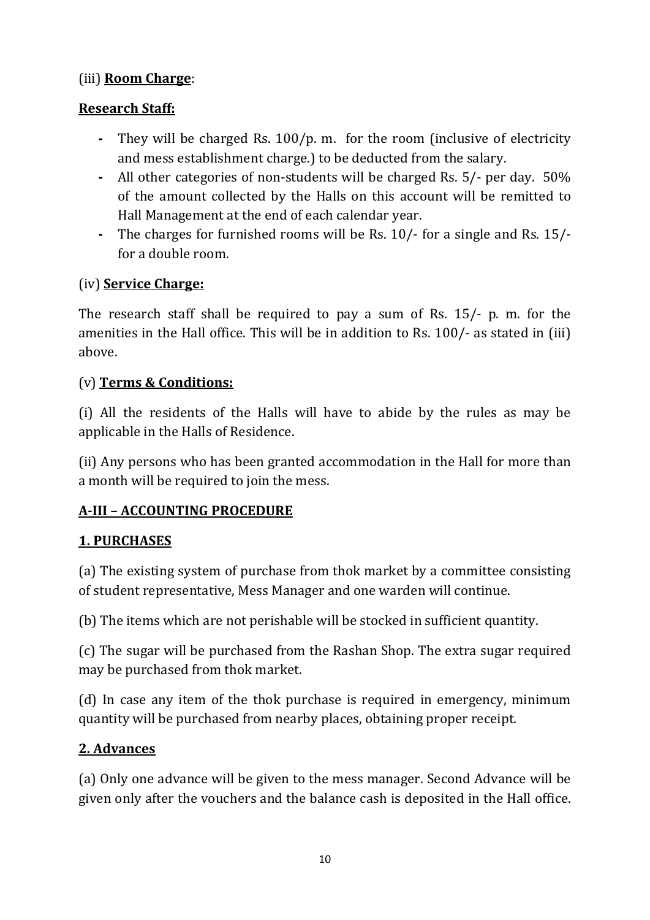(iii) **Room Charge**:

**Research Staff:**

- They will be charged Rs. 100/p. m. for the room (inclusive of electricity and mess establishment charge.) to be deducted from the salary.
- All other categories of non-students will be charged Rs. 5/- per day. 50% of the amount collected by the Halls on this account will be remitted to Hall Management at the end of each calendar year.
- The charges for furnished rooms will be Rs. 10/- for a single and Rs. 15/- for a double room.

(iv) **Service Charge:**

The research staff shall be required to pay a sum of Rs. 15/- p. m. for the amenities in the Hall office. This will be in addition to Rs. 100/- as stated in (iii) above.

(v) **Terms & Conditions:**

(i) All the residents of the Halls will have to abide by the rules as may be applicable in the Halls of Residence.

(ii) Any persons who has been granted accommodation in the Hall for more than a month will be required to join the mess.

## A-III – ACCOUNTING PROCEDURE

### 1. PURCHASES

(a) The existing system of purchase from thok market by a committee consisting of student representative, Mess Manager and one warden will continue.

(b) The items which are not perishable will be stocked in sufficient quantity.

(c) The sugar will be purchased from the Rashan Shop. The extra sugar required may be purchased from thok market.

(d) In case any item of the thok purchase is required in emergency, minimum quantity will be purchased from nearby places, obtaining proper receipt.

### 2. Advances

(a) Only one advance will be given to the mess manager. Second Advance will be given only after the vouchers and the balance cash is deposited in the Hall office.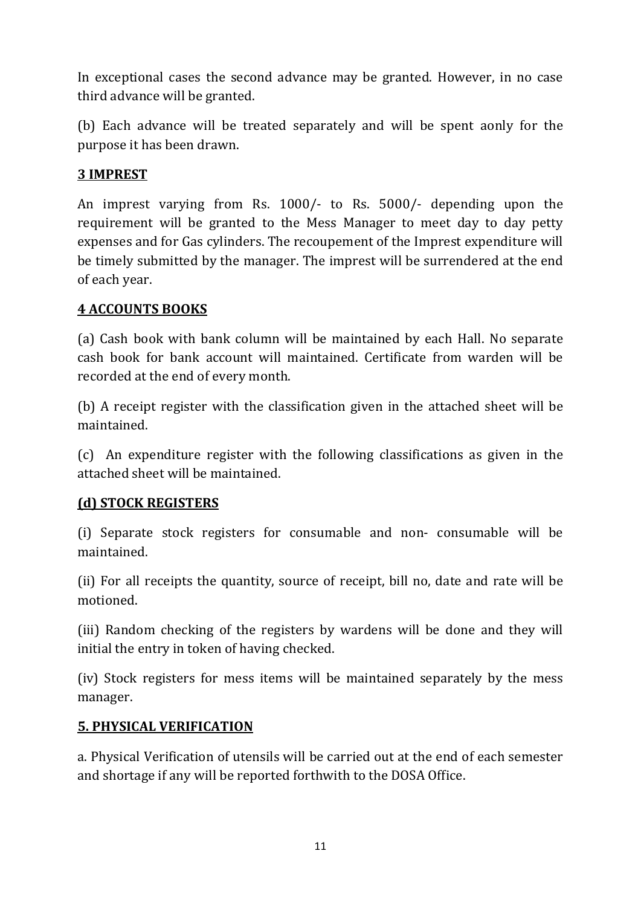In exceptional cases the second advance may be granted. However, in no case third advance will be granted.

(b) Each advance will be treated separately and will be spent aonly for the purpose it has been drawn.

## 3 IMPREST

An imprest varying from Rs. 1000/- to Rs. 5000/- depending upon the requirement will be granted to the Mess Manager to meet day to day petty expenses and for Gas cylinders. The recoupement of the Imprest expenditure will be timely submitted by the manager. The imprest will be surrendered at the end of each year.

## 4 ACCOUNTS BOOKS

(a) Cash book with bank column will be maintained by each Hall. No separate cash book for bank account will maintained. Certificate from warden will be recorded at the end of every month.

(b) A receipt register with the classification given in the attached sheet will be maintained.

(c) An expenditure register with the following classifications as given in the attached sheet will be maintained.

### (d) STOCK REGISTERS

(i) Separate stock registers for consumable and non- consumable will be maintained.

(ii) For all receipts the quantity, source of receipt, bill no, date and rate will be motioned.

(iii) Random checking of the registers by wardens will be done and they will initial the entry in token of having checked.

(iv) Stock registers for mess items will be maintained separately by the mess manager.

## 5. PHYSICAL VERIFICATION

a. Physical Verification of utensils will be carried out at the end of each semester and shortage if any will be reported forthwith to the DOSA Office.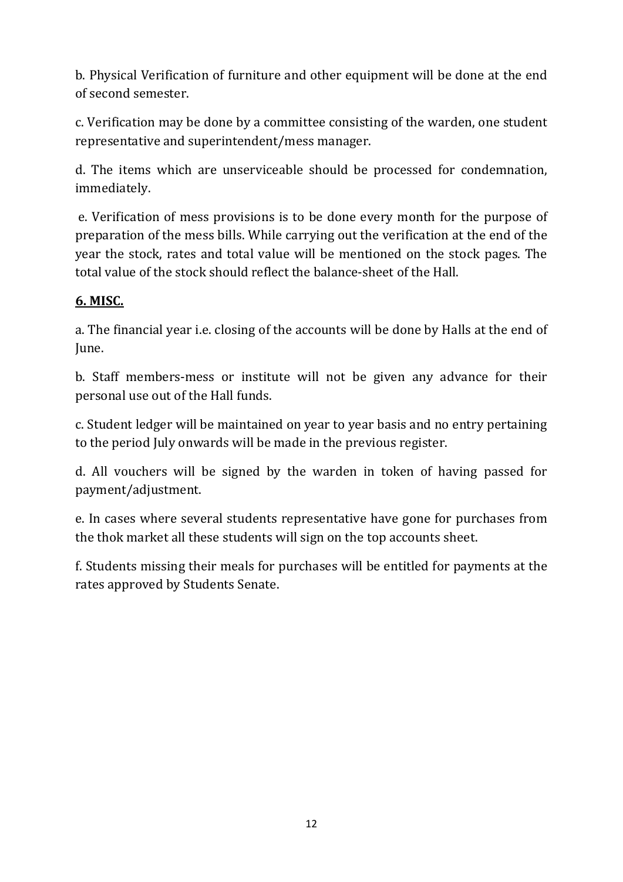b. Physical Verification of furniture and other equipment will be done at the end of second semester.

c. Verification may be done by a committee consisting of the warden, one student representative and superintendent/mess manager.

d. The items which are unserviceable should be processed for condemnation, immediately.

e. Verification of mess provisions is to be done every month for the purpose of preparation of the mess bills. While carrying out the verification at the end of the year the stock, rates and total value will be mentioned on the stock pages. The total value of the stock should reflect the balance-sheet of the Hall.

## **6. MISC.**

a. The financial year i.e. closing of the accounts will be done by Halls at the end of June.

b. Staff members-mess or institute will not be given any advance for their personal use out of the Hall funds.

c. Student ledger will be maintained on year to year basis and no entry pertaining to the period July onwards will be made in the previous register.

d. All vouchers will be signed by the warden in token of having passed for payment/adjustment.

e. In cases where several students representative have gone for purchases from the thok market all these students will sign on the top accounts sheet.

f. Students missing their meals for purchases will be entitled for payments at the rates approved by Students Senate.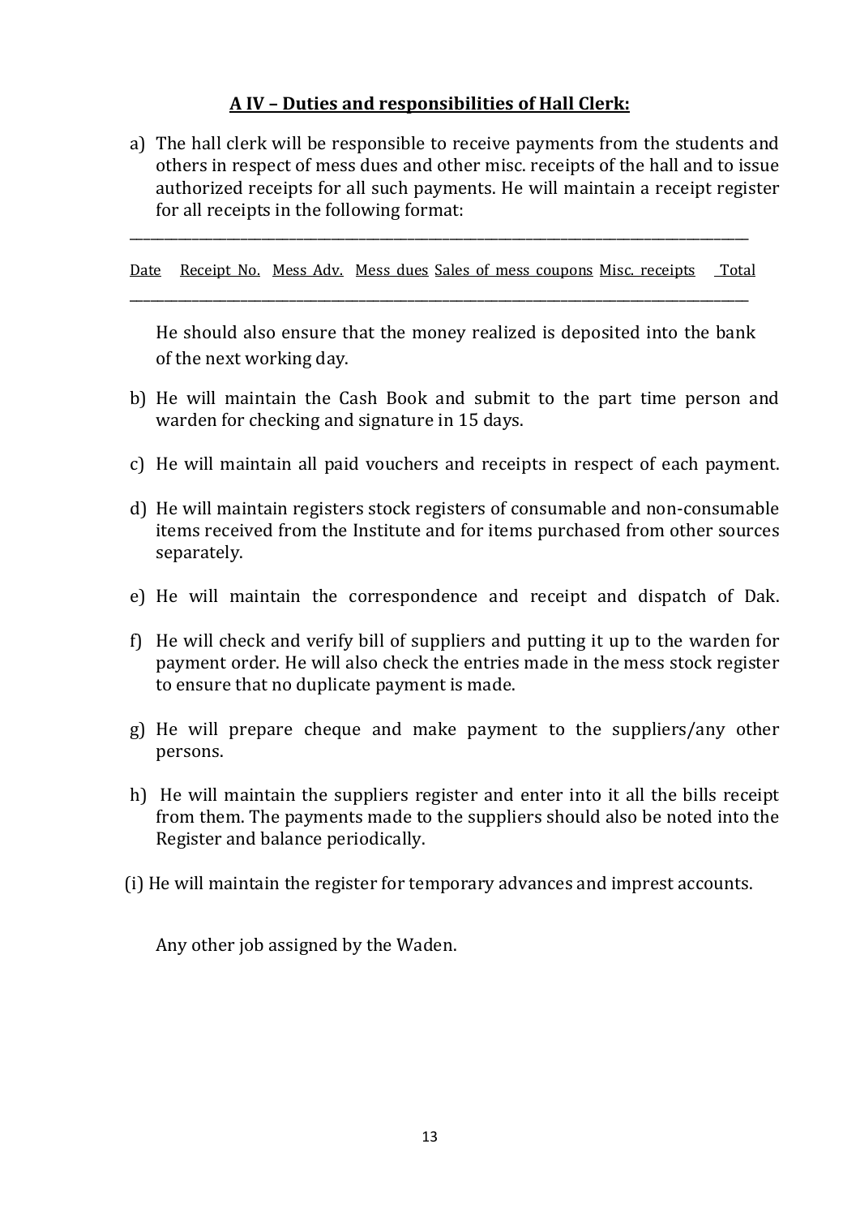## A IV – Duties and responsibilities of Hall Clerk:

a) The hall clerk will be responsible to receive payments from the students and others in respect of mess dues and other misc. receipts of the hall and to issue authorized receipts for all such payments. He will maintain a receipt register for all receipts in the following format:

| Date | Receipt No. | Mess Adv. | Mess dues | Sales of mess coupons | Misc. receipts | Total |
|---|---|---|---|---|---|---|

He should also ensure that the money realized is deposited into the bank of the next working day.

b) He will maintain the Cash Book and submit to the part time person and warden for checking and signature in 15 days.

c) He will maintain all paid vouchers and receipts in respect of each payment.

d) He will maintain registers stock registers of consumable and non-consumable items received from the Institute and for items purchased from other sources separately.

e) He will maintain the correspondence and receipt and dispatch of Dak.

f) He will check and verify bill of suppliers and putting it up to the warden for payment order. He will also check the entries made in the mess stock register to ensure that no duplicate payment is made.

g) He will prepare cheque and make payment to the suppliers/any other persons.

h) He will maintain the suppliers register and enter into it all the bills receipt from them. The payments made to the suppliers should also be noted into the Register and balance periodically.

(i) He will maintain the register for temporary advances and imprest accounts.

Any other job assigned by the Waden.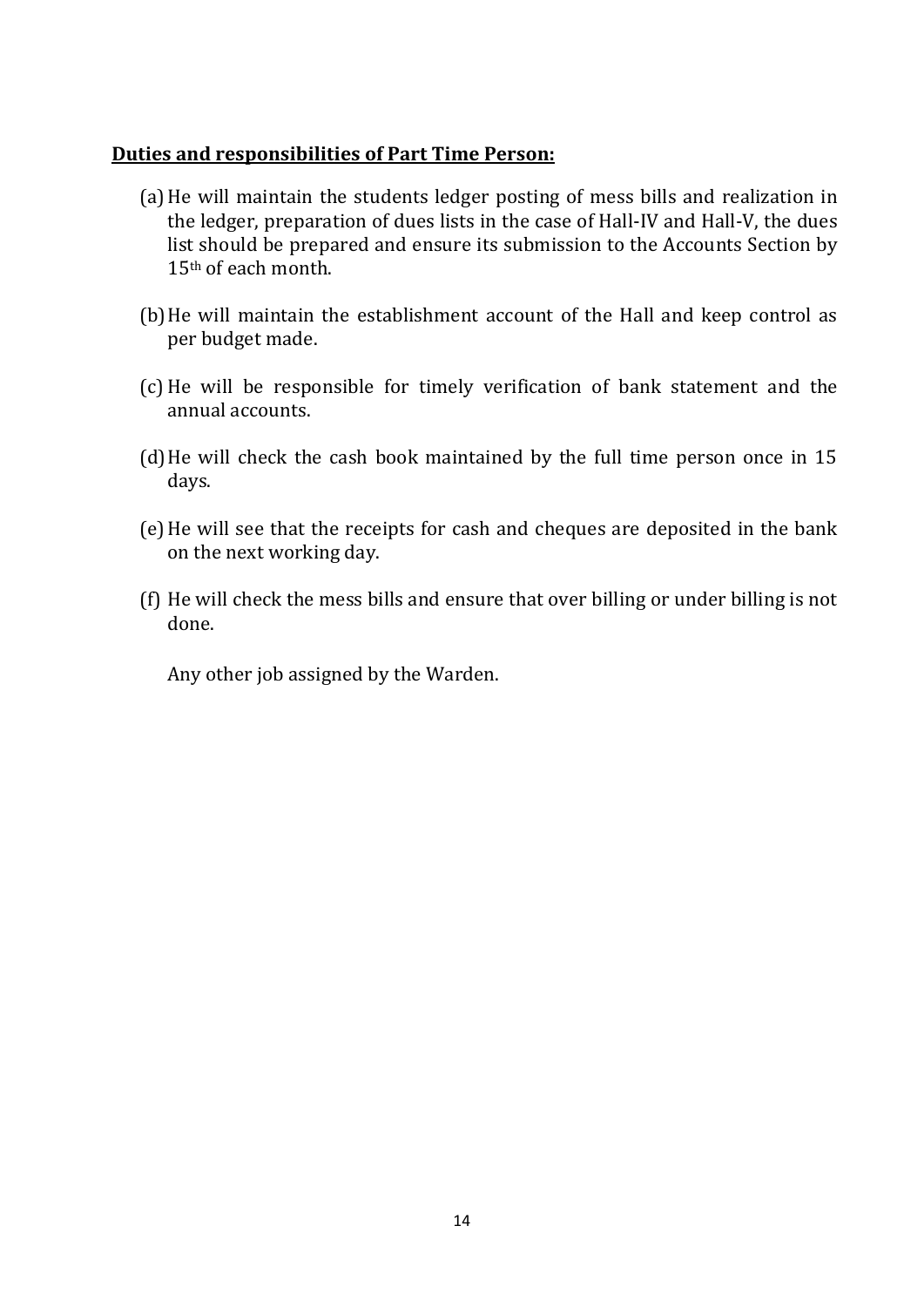**Duties and responsibilities of Part Time Person:**

(a) He will maintain the students ledger posting of mess bills and realization in the ledger, preparation of dues lists in the case of Hall-IV and Hall-V, the dues list should be prepared and ensure its submission to the Accounts Section by 15th of each month.

(b) He will maintain the establishment account of the Hall and keep control as per budget made.

(c) He will be responsible for timely verification of bank statement and the annual accounts.

(d) He will check the cash book maintained by the full time person once in 15 days.

(e) He will see that the receipts for cash and cheques are deposited in the bank on the next working day.

(f) He will check the mess bills and ensure that over billing or under billing is not done.

Any other job assigned by the Warden.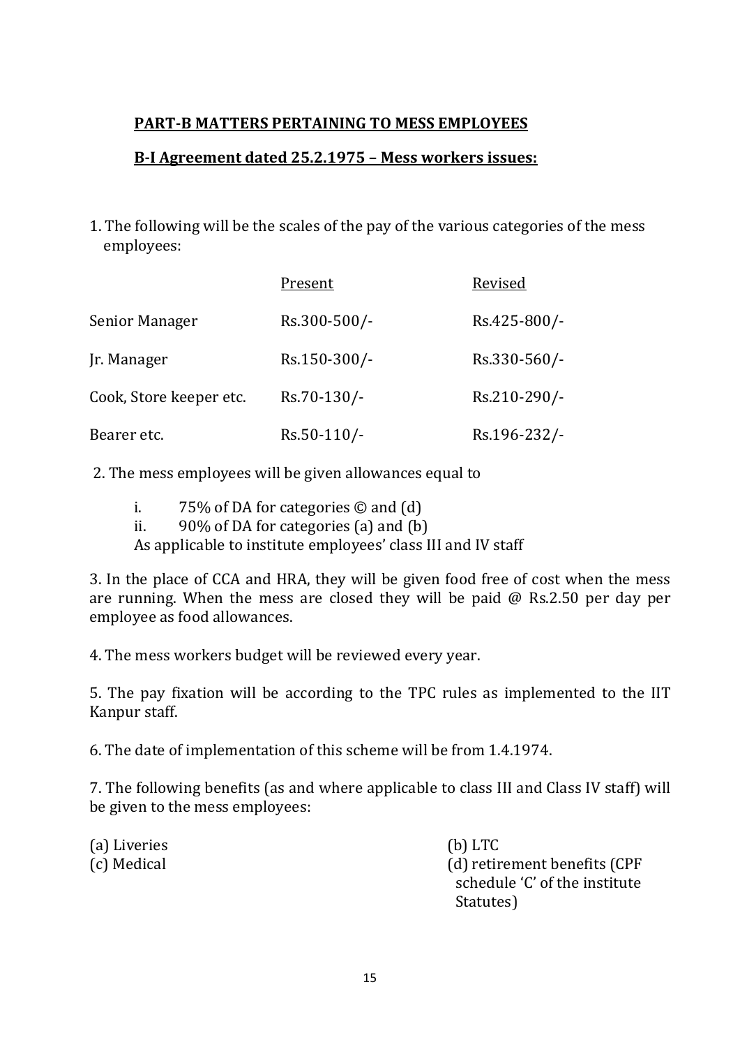## **PART-B MATTERS PERTAINING TO MESS EMPLOYEES**

### **B-I Agreement dated 25.2.1975 – Mess workers issues:**

1. The following will be the scales of the pay of the various categories of the mess employees:

| | Present | Revised |
|---|---|---|
| Senior Manager | Rs.300-500/- | Rs.425-800/- |
| Jr. Manager | Rs.150-300/- | Rs.330-560/- |
| Cook, Store keeper etc. | Rs.70-130/- | Rs.210-290/- |
| Bearer etc. | Rs.50-110/- | Rs.196-232/- |

2. The mess employees will be given allowances equal to

   i. 75% of DA for categories © and (d)
   
   ii. 90% of DA for categories (a) and (b)
   
   As applicable to institute employees' class III and IV staff

3. In the place of CCA and HRA, they will be given food free of cost when the mess are running. When the mess are closed they will be paid @ Rs.2.50 per day per employee as food allowances.

4. The mess workers budget will be reviewed every year.

5. The pay fixation will be according to the TPC rules as implemented to the IIT Kanpur staff.

6. The date of implementation of this scheme will be from 1.4.1974.

7. The following benefits (as and where applicable to class III and Class IV staff) will be given to the mess employees:

(a) Liveries

(b) LTC

(c) Medical

(d) retirement benefits (CPF schedule 'C' of the institute Statutes)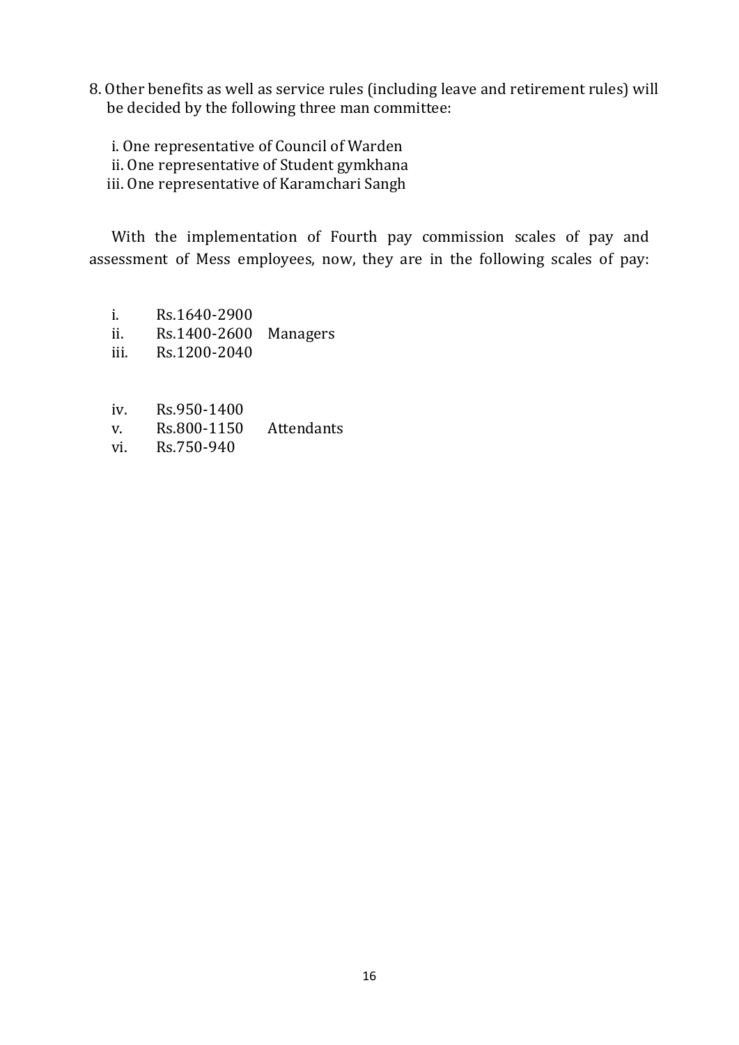8. Other benefits as well as service rules (including leave and retirement rules) will be decided by the following three man committee:

   i. One representative of Council of Warden
   ii. One representative of Student gymkhana
   iii. One representative of Karamchari Sangh

With the implementation of Fourth pay commission scales of pay and assessment of Mess employees, now, they are in the following scales of pay:

| | | |
|---|---|---|
| i. | Rs.1640-2900 | |
| ii. | Rs.1400-2600 | Managers |
| iii. | Rs.1200-2040 | |
| iv. | Rs.950-1400 | |
| v. | Rs.800-1150 | Attendants |
| vi. | Rs.750-940 | |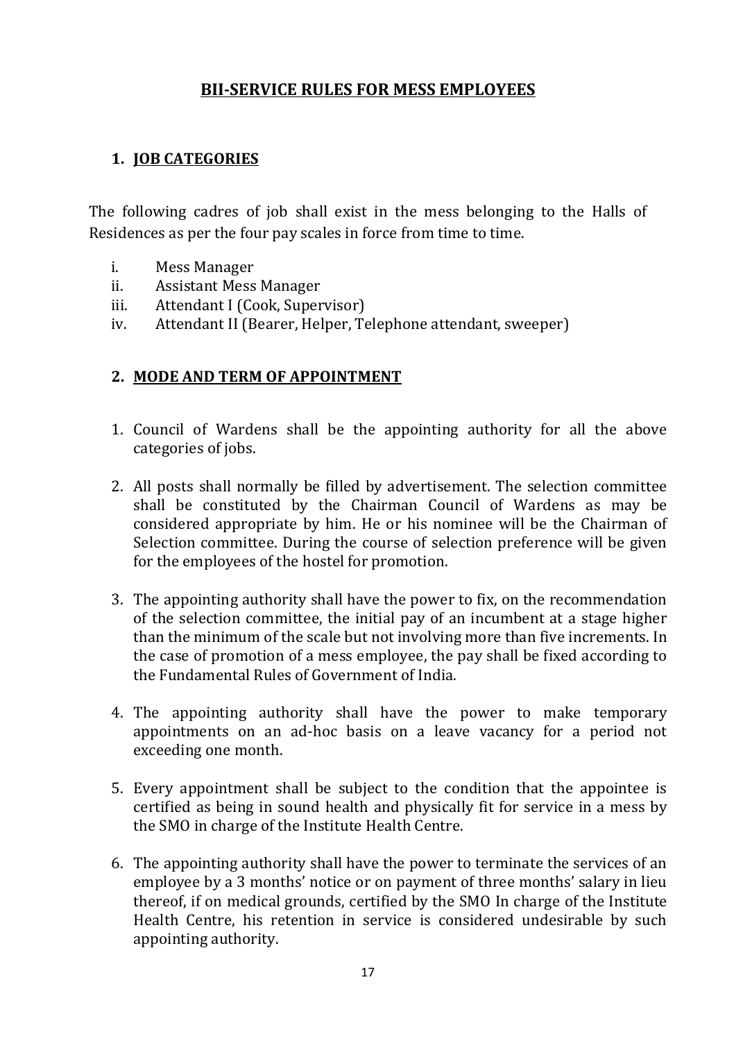# BII-SERVICE RULES FOR MESS EMPLOYEES

## 1. JOB CATEGORIES

The following cadres of job shall exist in the mess belonging to the Halls of Residences as per the four pay scales in force from time to time.

i. Mess Manager
ii. Assistant Mess Manager
iii. Attendant I (Cook, Supervisor)
iv. Attendant II (Bearer, Helper, Telephone attendant, sweeper)

## 2. MODE AND TERM OF APPOINTMENT

1. Council of Wardens shall be the appointing authority for all the above categories of jobs.

2. All posts shall normally be filled by advertisement. The selection committee shall be constituted by the Chairman Council of Wardens as may be considered appropriate by him. He or his nominee will be the Chairman of Selection committee. During the course of selection preference will be given for the employees of the hostel for promotion.

3. The appointing authority shall have the power to fix, on the recommendation of the selection committee, the initial pay of an incumbent at a stage higher than the minimum of the scale but not involving more than five increments. In the case of promotion of a mess employee, the pay shall be fixed according to the Fundamental Rules of Government of India.

4. The appointing authority shall have the power to make temporary appointments on an ad-hoc basis on a leave vacancy for a period not exceeding one month.

5. Every appointment shall be subject to the condition that the appointee is certified as being in sound health and physically fit for service in a mess by the SMO in charge of the Institute Health Centre.

6. The appointing authority shall have the power to terminate the services of an employee by a 3 months' notice or on payment of three months' salary in lieu thereof, if on medical grounds, certified by the SMO In charge of the Institute Health Centre, his retention in service is considered undesirable by such appointing authority.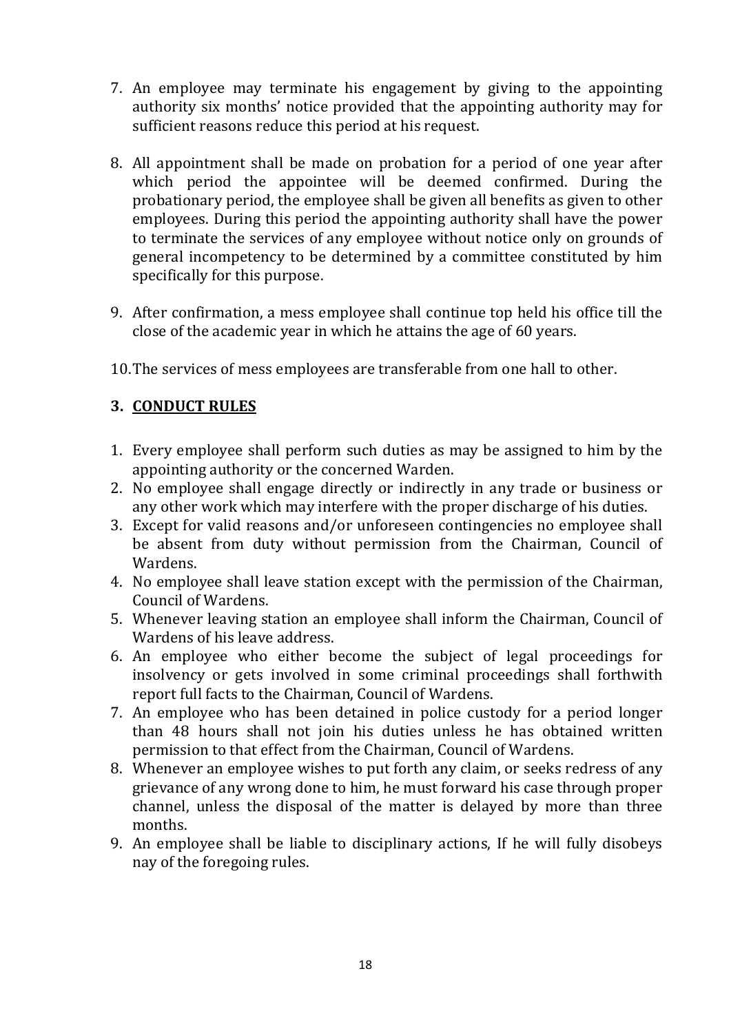7. An employee may terminate his engagement by giving to the appointing authority six months' notice provided that the appointing authority may for sufficient reasons reduce this period at his request.

8. All appointment shall be made on probation for a period of one year after which period the appointee will be deemed confirmed. During the probationary period, the employee shall be given all benefits as given to other employees. During this period the appointing authority shall have the power to terminate the services of any employee without notice only on grounds of general incompetency to be determined by a committee constituted by him specifically for this purpose.

9. After confirmation, a mess employee shall continue top held his office till the close of the academic year in which he attains the age of 60 years.

10. The services of mess employees are transferable from one hall to other.

### 3. <u>CONDUCT RULES</u>

1. Every employee shall perform such duties as may be assigned to him by the appointing authority or the concerned Warden.
2. No employee shall engage directly or indirectly in any trade or business or any other work which may interfere with the proper discharge of his duties.
3. Except for valid reasons and/or unforeseen contingencies no employee shall be absent from duty without permission from the Chairman, Council of Wardens.
4. No employee shall leave station except with the permission of the Chairman, Council of Wardens.
5. Whenever leaving station an employee shall inform the Chairman, Council of Wardens of his leave address.
6. An employee who either become the subject of legal proceedings for insolvency or gets involved in some criminal proceedings shall forthwith report full facts to the Chairman, Council of Wardens.
7. An employee who has been detained in police custody for a period longer than 48 hours shall not join his duties unless he has obtained written permission to that effect from the Chairman, Council of Wardens.
8. Whenever an employee wishes to put forth any claim, or seeks redress of any grievance of any wrong done to him, he must forward his case through proper channel, unless the disposal of the matter is delayed by more than three months.
9. An employee shall be liable to disciplinary actions, If he will fully disobeys nay of the foregoing rules.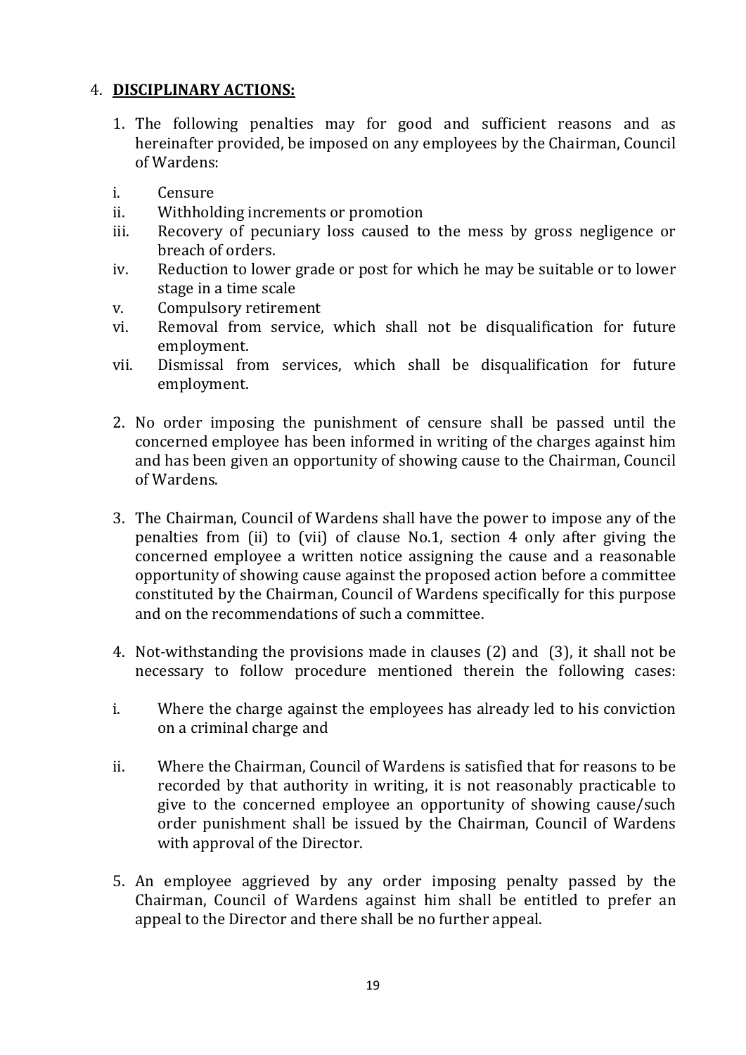4. **DISCIPLINARY ACTIONS:**

1. The following penalties may for good and sufficient reasons and as hereinafter provided, be imposed on any employees by the Chairman, Council of Wardens:

   i. Censure
   ii. Withholding increments or promotion
   iii. Recovery of pecuniary loss caused to the mess by gross negligence or breach of orders.
   iv. Reduction to lower grade or post for which he may be suitable or to lower stage in a time scale
   v. Compulsory retirement
   vi. Removal from service, which shall not be disqualification for future employment.
   vii. Dismissal from services, which shall be disqualification for future employment.

2. No order imposing the punishment of censure shall be passed until the concerned employee has been informed in writing of the charges against him and has been given an opportunity of showing cause to the Chairman, Council of Wardens.

3. The Chairman, Council of Wardens shall have the power to impose any of the penalties from (ii) to (vii) of clause No.1, section 4 only after giving the concerned employee a written notice assigning the cause and a reasonable opportunity of showing cause against the proposed action before a committee constituted by the Chairman, Council of Wardens specifically for this purpose and on the recommendations of such a committee.

4. Not-withstanding the provisions made in clauses (2) and (3), it shall not be necessary to follow procedure mentioned therein the following cases:

   i. Where the charge against the employees has already led to his conviction on a criminal charge and

   ii. Where the Chairman, Council of Wardens is satisfied that for reasons to be recorded by that authority in writing, it is not reasonably practicable to give to the concerned employee an opportunity of showing cause/such order punishment shall be issued by the Chairman, Council of Wardens with approval of the Director.

5. An employee aggrieved by any order imposing penalty passed by the Chairman, Council of Wardens against him shall be entitled to prefer an appeal to the Director and there shall be no further appeal.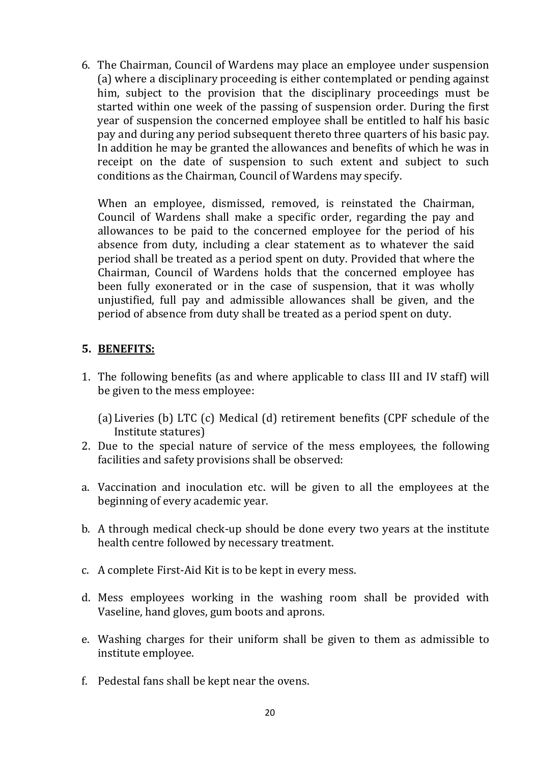6. The Chairman, Council of Wardens may place an employee under suspension (a) where a disciplinary proceeding is either contemplated or pending against him, subject to the provision that the disciplinary proceedings must be started within one week of the passing of suspension order. During the first year of suspension the concerned employee shall be entitled to half his basic pay and during any period subsequent thereto three quarters of his basic pay. In addition he may be granted the allowances and benefits of which he was in receipt on the date of suspension to such extent and subject to such conditions as the Chairman, Council of Wardens may specify.

   When an employee, dismissed, removed, is reinstated the Chairman, Council of Wardens shall make a specific order, regarding the pay and allowances to be paid to the concerned employee for the period of his absence from duty, including a clear statement as to whatever the said period shall be treated as a period spent on duty. Provided that where the Chairman, Council of Wardens holds that the concerned employee has been fully exonerated or in the case of suspension, that it was wholly unjustified, full pay and admissible allowances shall be given, and the period of absence from duty shall be treated as a period spent on duty.

## 5. BENEFITS:

1. The following benefits (as and where applicable to class III and IV staff) will be given to the mess employee:

   (a) Liveries (b) LTC (c) Medical (d) retirement benefits (CPF schedule of the Institute statures)

2. Due to the special nature of service of the mess employees, the following facilities and safety provisions shall be observed:

a. Vaccination and inoculation etc. will be given to all the employees at the beginning of every academic year.

b. A through medical check-up should be done every two years at the institute health centre followed by necessary treatment.

c. A complete First-Aid Kit is to be kept in every mess.

d. Mess employees working in the washing room shall be provided with Vaseline, hand gloves, gum boots and aprons.

e. Washing charges for their uniform shall be given to them as admissible to institute employee.

f. Pedestal fans shall be kept near the ovens.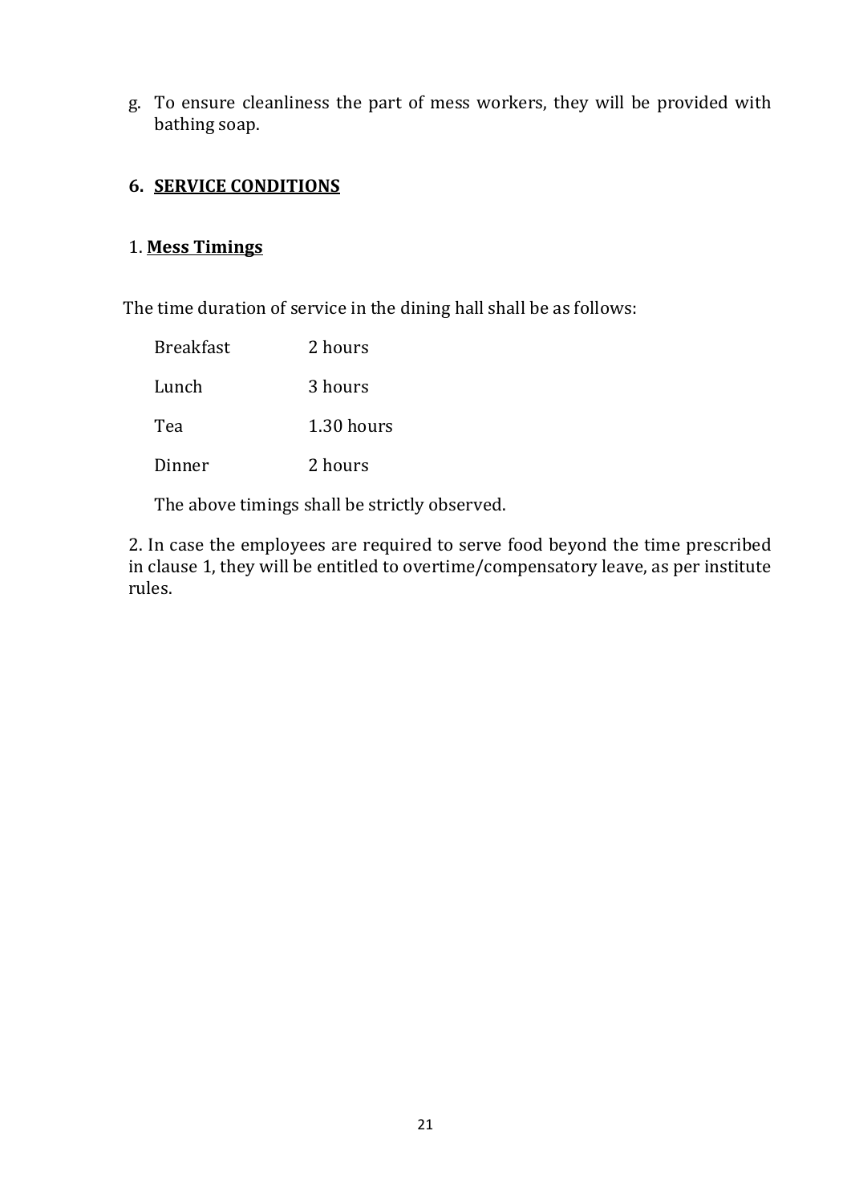g. To ensure cleanliness the part of mess workers, they will be provided with bathing soap.

## 6. SERVICE CONDITIONS

### 1. Mess Timings

The time duration of service in the dining hall shall be as follows:

| | |
|---|---|
| Breakfast | 2 hours |
| Lunch | 3 hours |
| Tea | 1.30 hours |
| Dinner | 2 hours |

The above timings shall be strictly observed.

2. In case the employees are required to serve food beyond the time prescribed in clause 1, they will be entitled to overtime/compensatory leave, as per institute rules.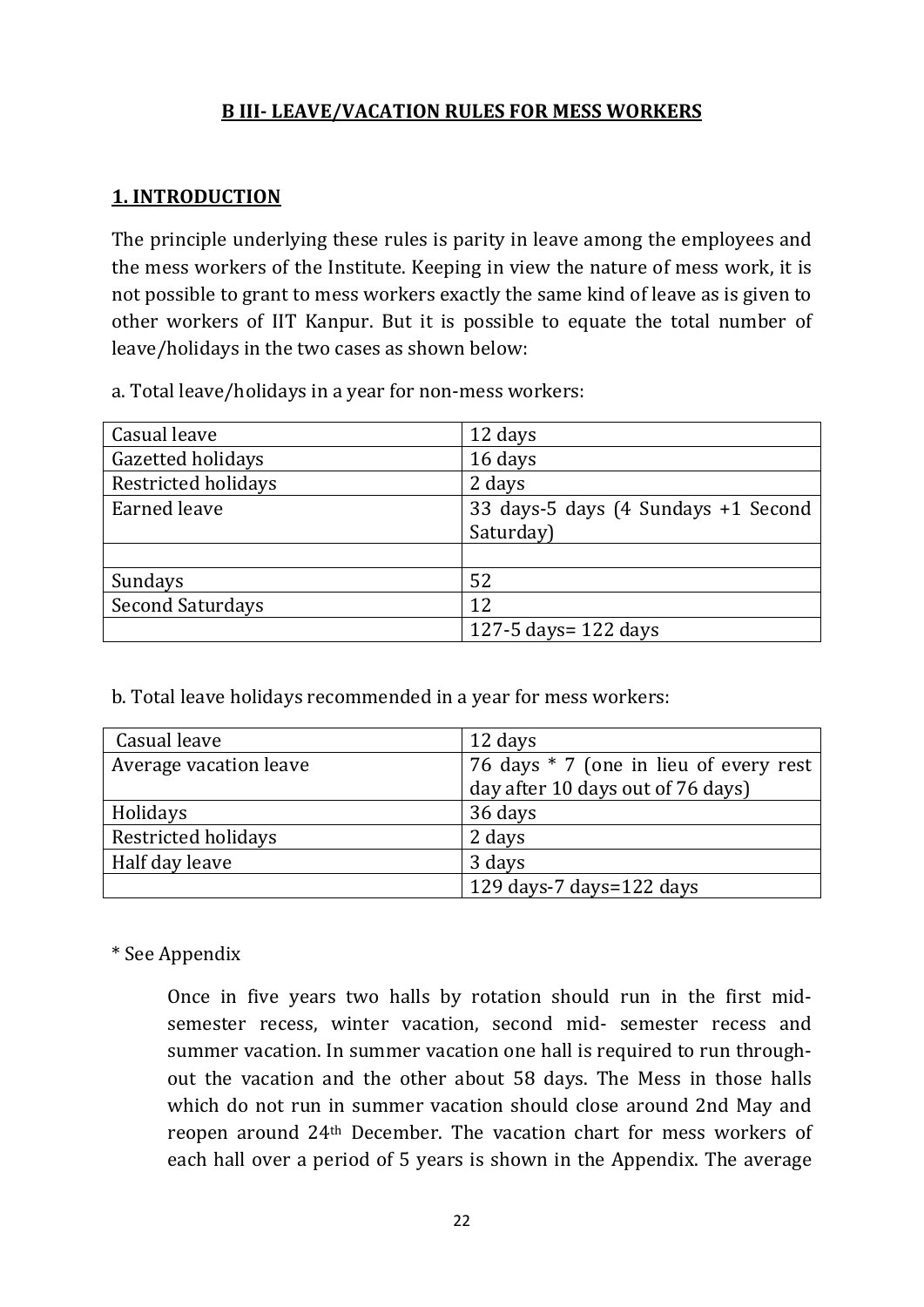## B III- LEAVE/VACATION RULES FOR MESS WORKERS

### 1. INTRODUCTION

The principle underlying these rules is parity in leave among the employees and the mess workers of the Institute. Keeping in view the nature of mess work, it is not possible to grant to mess workers exactly the same kind of leave as is given to other workers of IIT Kanpur. But it is possible to equate the total number of leave/holidays in the two cases as shown below:

a. Total leave/holidays in a year for non-mess workers:

| | |
|---|---|
| Casual leave | 12 days |
| Gazetted holidays | 16 days |
| Restricted holidays | 2 days |
| Earned leave | 33 days-5 days (4 Sundays +1 Second Saturday) |
| | |
| Sundays | 52 |
| Second Saturdays | 12 |
| | 127-5 days= 122 days |

b. Total leave holidays recommended in a year for mess workers:

| | |
|---|---|
| Casual leave | 12 days |
| Average vacation leave | 76 days * 7 (one in lieu of every rest day after 10 days out of 76 days) |
| Holidays | 36 days |
| Restricted holidays | 2 days |
| Half day leave | 3 days |
| | 129 days-7 days=122 days |

* See Appendix

Once in five years two halls by rotation should run in the first mid-semester recess, winter vacation, second mid- semester recess and summer vacation. In summer vacation one hall is required to run through-out the vacation and the other about 58 days. The Mess in those halls which do not run in summer vacation should close around 2nd May and reopen around 24th December. The vacation chart for mess workers of each hall over a period of 5 years is shown in the Appendix. The average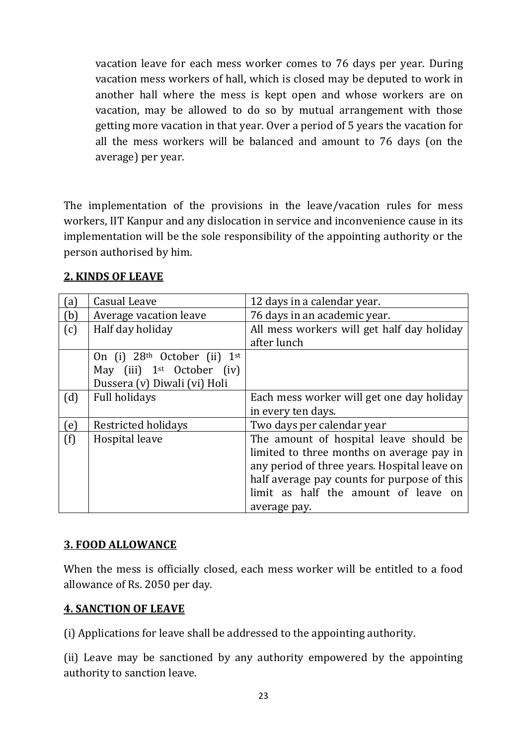vacation leave for each mess worker comes to 76 days per year. During vacation mess workers of hall, which is closed may be deputed to work in another hall where the mess is kept open and whose workers are on vacation, may be allowed to do so by mutual arrangement with those getting more vacation in that year. Over a period of 5 years the vacation for all the mess workers will be balanced and amount to 76 days (on the average) per year.

The implementation of the provisions in the leave/vacation rules for mess workers, IIT Kanpur and any dislocation in service and inconvenience cause in its implementation will be the sole responsibility of the appointing authority or the person authorised by him.

## 2. KINDS OF LEAVE

| (a) | Casual Leave | 12 days in a calendar year. |
|---|---|---|
| (b) | Average vacation leave | 76 days in an academic year. |
| (c) | Half day holiday | All mess workers will get half day holiday after lunch |
| | On (i) 28th October (ii) 1st May (iii) 1st October (iv) Dussera (v) Diwali (vi) Holi | |
| (d) | Full holidays | Each mess worker will get one day holiday in every ten days. |
| (e) | Restricted holidays | Two days per calendar year |
| (f) | Hospital leave | The amount of hospital leave should be limited to three months on average pay in any period of three years. Hospital leave on half average pay counts for purpose of this limit as half the amount of leave on average pay. |

## 3. FOOD ALLOWANCE

When the mess is officially closed, each mess worker will be entitled to a food allowance of Rs. 2050 per day.

## 4. SANCTION OF LEAVE

(i) Applications for leave shall be addressed to the appointing authority.

(ii) Leave may be sanctioned by any authority empowered by the appointing authority to sanction leave.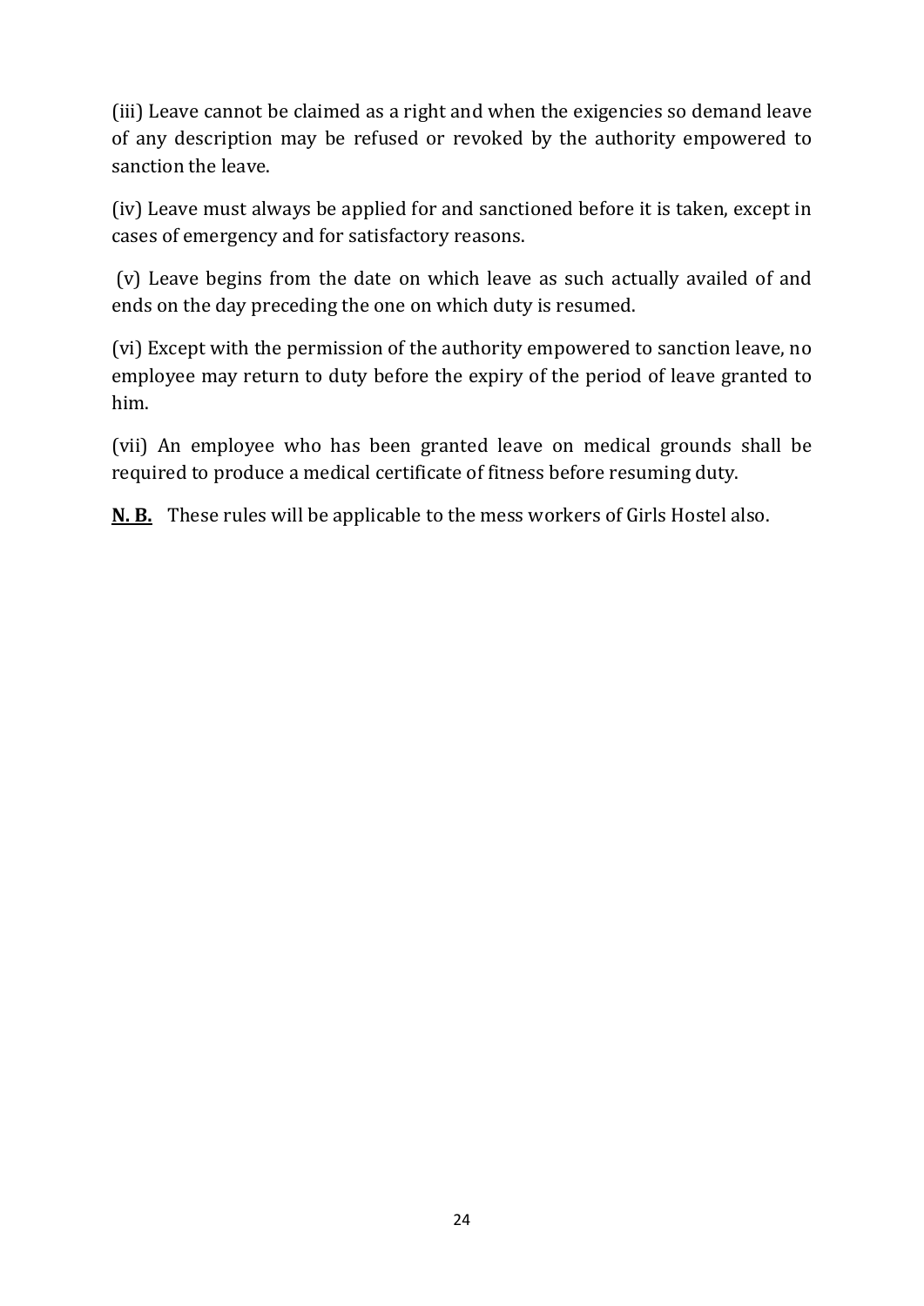(iii) Leave cannot be claimed as a right and when the exigencies so demand leave of any description may be refused or revoked by the authority empowered to sanction the leave.

(iv) Leave must always be applied for and sanctioned before it is taken, except in cases of emergency and for satisfactory reasons.

(v) Leave begins from the date on which leave as such actually availed of and ends on the day preceding the one on which duty is resumed.

(vi) Except with the permission of the authority empowered to sanction leave, no employee may return to duty before the expiry of the period of leave granted to him.

(vii) An employee who has been granted leave on medical grounds shall be required to produce a medical certificate of fitness before resuming duty.

**N. B.** These rules will be applicable to the mess workers of Girls Hostel also.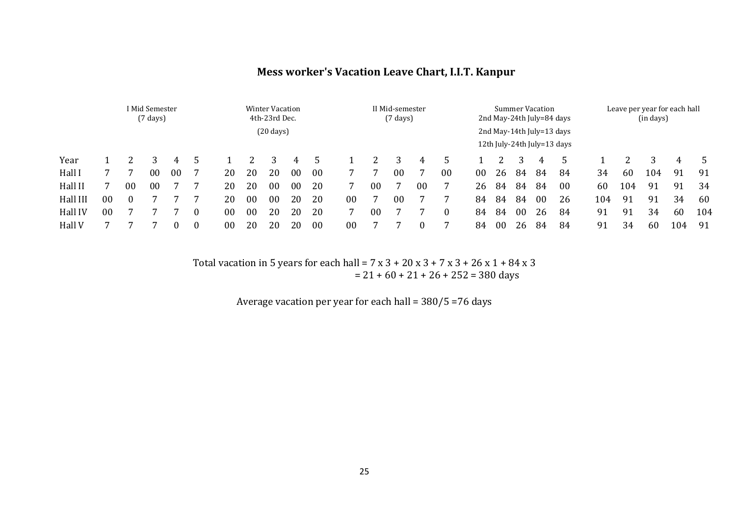## Mess worker's Vacation Leave Chart, I.I.T. Kanpur

| | I Mid Semester (7 days) | | | | | Winter Vacation 4th-23rd Dec. (20 days) | | | | | II Mid-semester (7 days) | | | | | Summer Vacation 2nd May-24th July=84 days; 2nd May-14th July=13 days; 12th July-24th July=13 days | | | | | Leave per year for each hall (in days) | | | | |
|---|---|---|---|---|---|---|---|---|---|---|---|---|---|---|---|---|---|---|---|---|---|---|---|---|---|
| Year | 1 | 2 | 3 | 4 | 5 | 1 | 2 | 3 | 4 | 5 | 1 | 2 | 3 | 4 | 5 | 1 | 2 | 3 | 4 | 5 | 1 | 2 | 3 | 4 | 5 |
| Hall I | 7 | 7 | 00 | 00 | 7 | 20 | 20 | 20 | 00 | 00 | 7 | 7 | 00 | 7 | 00 | 00 | 26 | 84 | 84 | 84 | 34 | 60 | 104 | 91 | 91 |
| Hall II | 7 | 00 | 00 | 7 | 7 | 20 | 20 | 00 | 00 | 20 | 7 | 00 | 7 | 00 | 7 | 26 | 84 | 84 | 84 | 00 | 60 | 104 | 91 | 91 | 34 |
| Hall III | 00 | 0 | 7 | 7 | 7 | 20 | 00 | 00 | 20 | 20 | 00 | 7 | 00 | 7 | 7 | 84 | 84 | 84 | 00 | 26 | 104 | 91 | 91 | 34 | 60 |
| Hall IV | 00 | 7 | 7 | 7 | 0 | 00 | 00 | 20 | 20 | 20 | 7 | 00 | 7 | 7 | 0 | 84 | 84 | 00 | 26 | 84 | 91 | 91 | 34 | 60 | 104 |
| Hall V | 7 | 7 | 7 | 0 | 0 | 00 | 20 | 20 | 20 | 00 | 00 | 7 | 7 | 0 | 7 | 84 | 00 | 26 | 84 | 84 | 91 | 34 | 60 | 104 | 91 |

Total vacation in 5 years for each hall = 7 x 3 + 20 x 3 + 7 x 3 + 26 x 1 + 84 x 3
= 21 + 60 + 21 + 26 + 252 = 380 days

Average vacation per year for each hall = 380/5 =76 days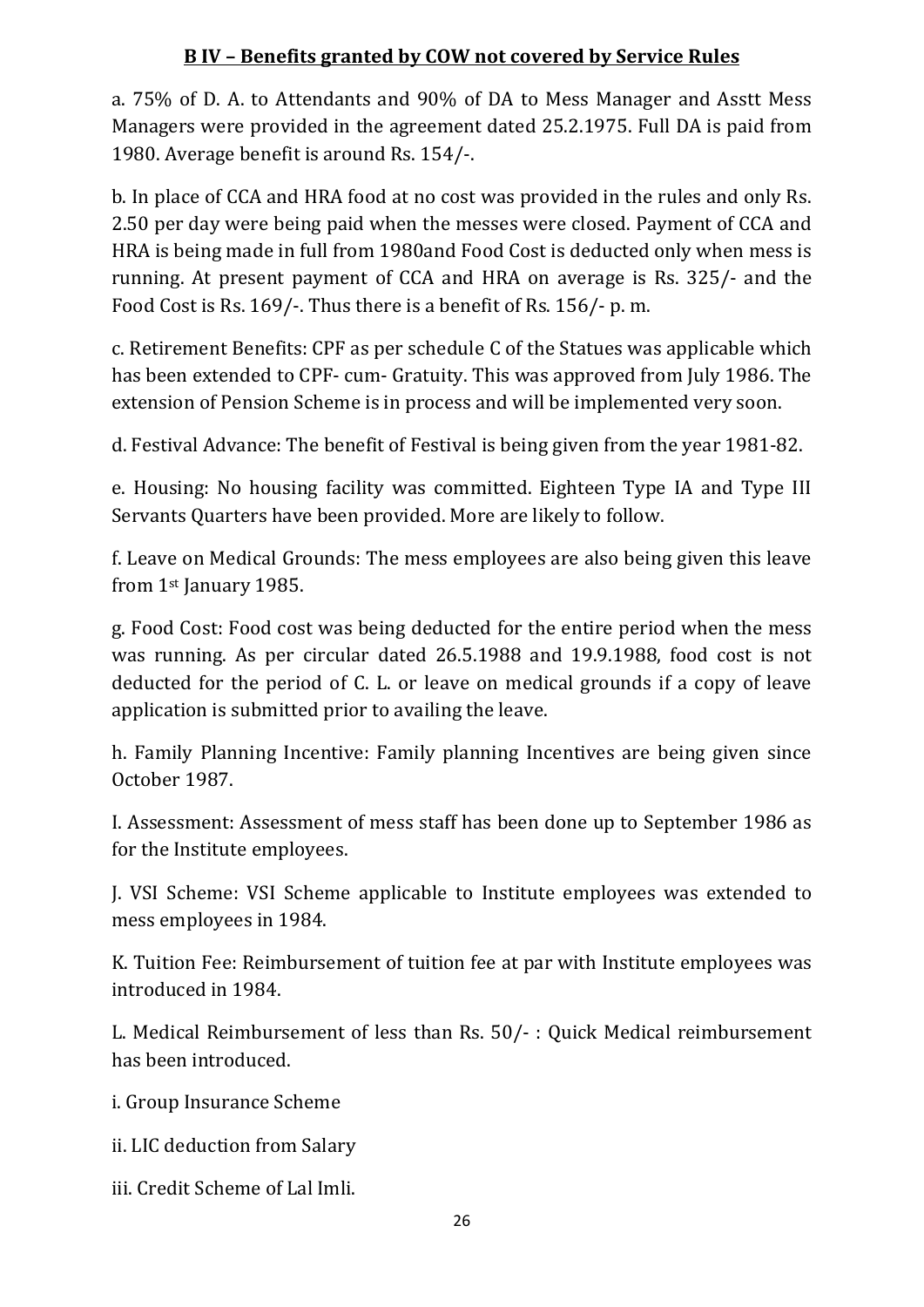## B IV – Benefits granted by COW not covered by Service Rules

a. 75% of D. A. to Attendants and 90% of DA to Mess Manager and Asstt Mess Managers were provided in the agreement dated 25.2.1975. Full DA is paid from 1980. Average benefit is around Rs. 154/-.

b. In place of CCA and HRA food at no cost was provided in the rules and only Rs. 2.50 per day were being paid when the messes were closed. Payment of CCA and HRA is being made in full from 1980and Food Cost is deducted only when mess is running. At present payment of CCA and HRA on average is Rs. 325/- and the Food Cost is Rs. 169/-. Thus there is a benefit of Rs. 156/- p. m.

c. Retirement Benefits: CPF as per schedule C of the Statues was applicable which has been extended to CPF- cum- Gratuity. This was approved from July 1986. The extension of Pension Scheme is in process and will be implemented very soon.

d. Festival Advance: The benefit of Festival is being given from the year 1981-82.

e. Housing: No housing facility was committed. Eighteen Type IA and Type III Servants Quarters have been provided. More are likely to follow.

f. Leave on Medical Grounds: The mess employees are also being given this leave from 1st January 1985.

g. Food Cost: Food cost was being deducted for the entire period when the mess was running. As per circular dated 26.5.1988 and 19.9.1988, food cost is not deducted for the period of C. L. or leave on medical grounds if a copy of leave application is submitted prior to availing the leave.

h. Family Planning Incentive: Family planning Incentives are being given since October 1987.

I. Assessment: Assessment of mess staff has been done up to September 1986 as for the Institute employees.

J. VSI Scheme: VSI Scheme applicable to Institute employees was extended to mess employees in 1984.

K. Tuition Fee: Reimbursement of tuition fee at par with Institute employees was introduced in 1984.

L. Medical Reimbursement of less than Rs. 50/- : Quick Medical reimbursement has been introduced.

i. Group Insurance Scheme

ii. LIC deduction from Salary

iii. Credit Scheme of Lal Imli.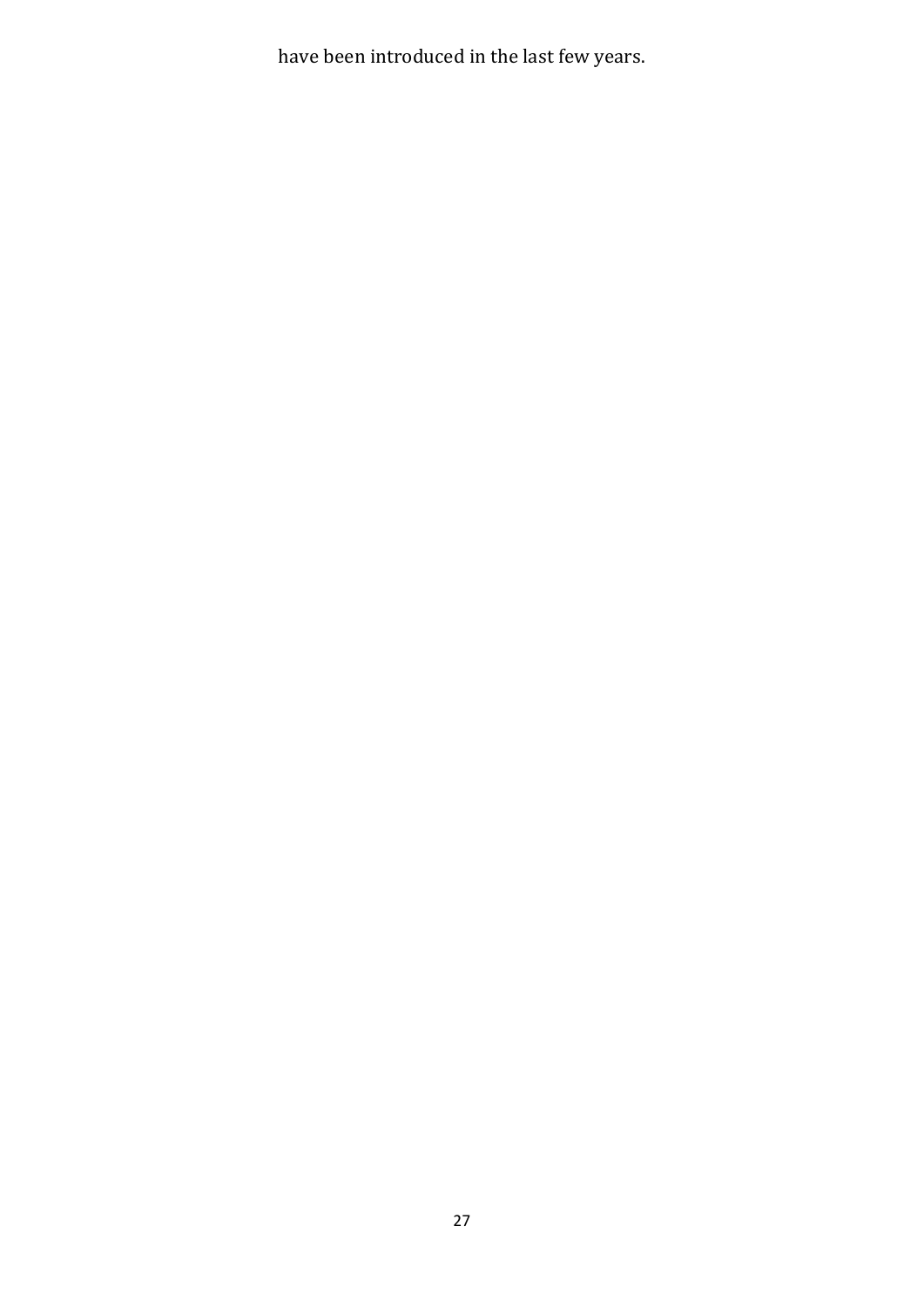have been introduced in the last few years.